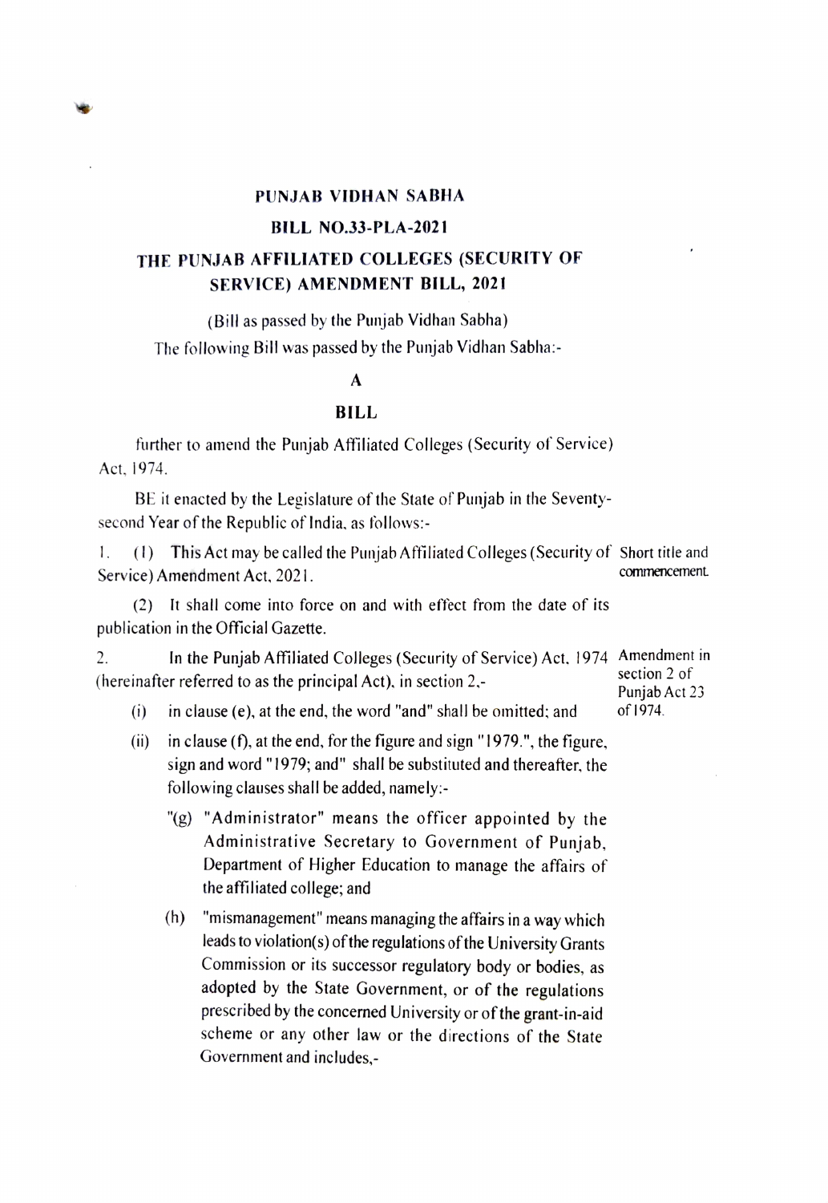# PUNJAB VIDHAN SABHA

## BILL NO.33-PLA-2021

## THE PUNJAB AFFILIATED COLLEGES (SECURITY OF SERVICE) AMENDMENT BILL, 2021

(Bill as passed by the Punjab Vidhan Sabha)

The following Bill was passed by the Punjab Vidhan Sabha:-

### A

### BILL

further to amend the Punjab Affiliated Colleges (Security of Service) Act, 1974.

BE it enacted by the Legislature of the State of Punjab in the Seventy-second Year of the Republic of India, as follows:-

1. (1) This Act may be called the Punjab Affiliated Colleges (Security of Service) Amendment Act, 2021. *Short title and commencement.*

   (2) It shall come into force on and with effect from the date of its publication in the Official Gazette.

2. In the Punjab Affiliated Colleges (Security of Service) Act, 1974 (hereinafter referred to as the principal Act), in section 2,- *Amendment in section 2 of Punjab Act 23 of 1974.*

   (i) in clause (e), at the end, the word "and" shall be omitted; and

   (ii) in clause (f), at the end, for the figure and sign "1979.", the figure, sign and word "1979; and" shall be substituted and thereafter, the following clauses shall be added, namely:-

   "(g) "Administrator" means the officer appointed by the Administrative Secretary to Government of Punjab, Department of Higher Education to manage the affairs of the affiliated college; and

   (h) "mismanagement" means managing the affairs in a way which leads to violation(s) of the regulations of the University Grants Commission or its successor regulatory body or bodies, as adopted by the State Government, or of the regulations prescribed by the concerned University or of the grant-in-aid scheme or any other law or the directions of the State Government and includes,-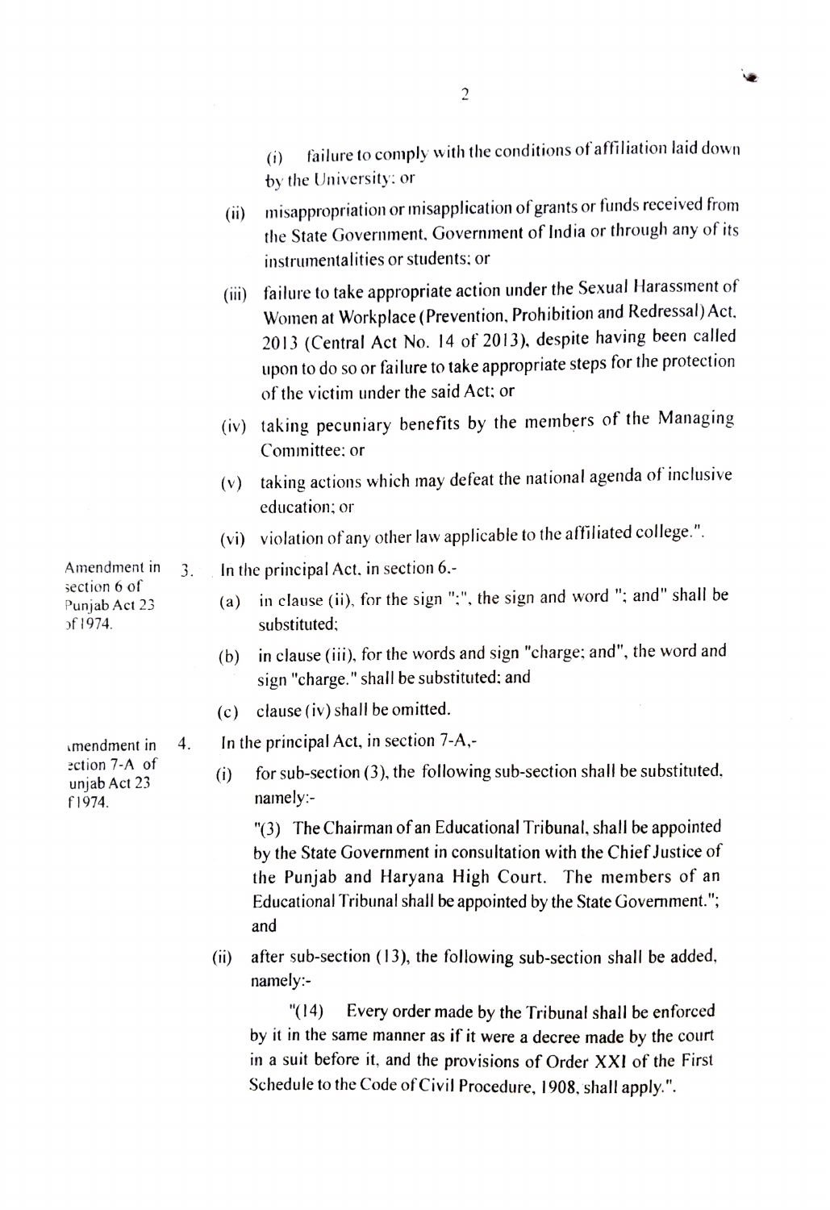(i) failure to comply with the conditions of affiliation laid down by the University; or

(ii) misappropriation or misapplication of grants or funds received from the State Government, Government of India or through any of its instrumentalities or students; or

(iii) failure to take appropriate action under the Sexual Harassment of Women at Workplace (Prevention, Prohibition and Redressal) Act, 2013 (Central Act No. 14 of 2013), despite having been called upon to do so or failure to take appropriate steps for the protection of the victim under the said Act; or

(iv) taking pecuniary benefits by the members of the Managing Committee; or

(v) taking actions which may defeat the national agenda of inclusive education; or

(vi) violation of any other law applicable to the affiliated college.".

Amendment in section 6 of Punjab Act 23 of 1974.

3. In the principal Act, in section 6.-

(a) in clause (ii), for the sign ";", the sign and word "; and" shall be substituted;

(b) in clause (iii), for the words and sign "charge; and", the word and sign "charge." shall be substituted; and

(c) clause (iv) shall be omitted.

Amendment in section 7-A of Punjab Act 23 of 1974.

4. In the principal Act, in section 7-A,-

(i) for sub-section (3), the following sub-section shall be substituted, namely:-

"(3) The Chairman of an Educational Tribunal, shall be appointed by the State Government in consultation with the Chief Justice of the Punjab and Haryana High Court. The members of an Educational Tribunal shall be appointed by the State Government."; and

(ii) after sub-section (13), the following sub-section shall be added, namely:-

"(14) Every order made by the Tribunal shall be enforced by it in the same manner as if it were a decree made by the court in a suit before it, and the provisions of Order XXI of the First Schedule to the Code of Civil Procedure, 1908, shall apply.".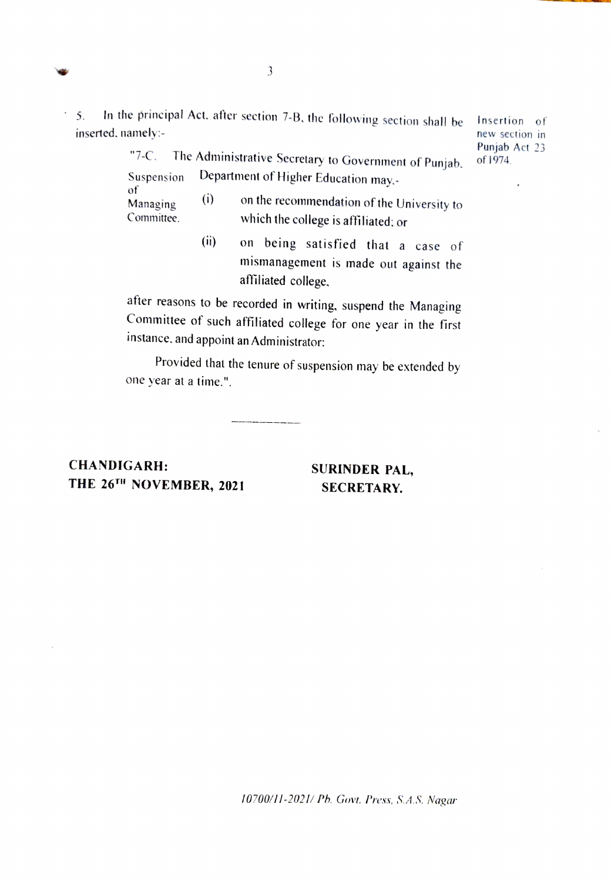5. In the principal Act, after section 7-B, the following section shall be inserted, namely:-

Insertion of new section in Punjab Act 23 of 1974.

"7-C. Suspension of Managing Committee. The Administrative Secretary to Government of Punjab, Department of Higher Education may,-

(i) on the recommendation of the University to which the college is affiliated; or

(ii) on being satisfied that a case of mismanagement is made out against the affiliated college,

after reasons to be recorded in writing, suspend the Managing Committee of such affiliated college for one year in the first instance, and appoint an Administrator:

Provided that the tenure of suspension may be extended by one year at a time.".

---

**CHANDIGARH:**
**THE 26TH NOVEMBER, 2021**

**SURINDER PAL,**
**SECRETARY.**

*10700/11-2021/ Pb. Govt. Press, S.A.S. Nagar*